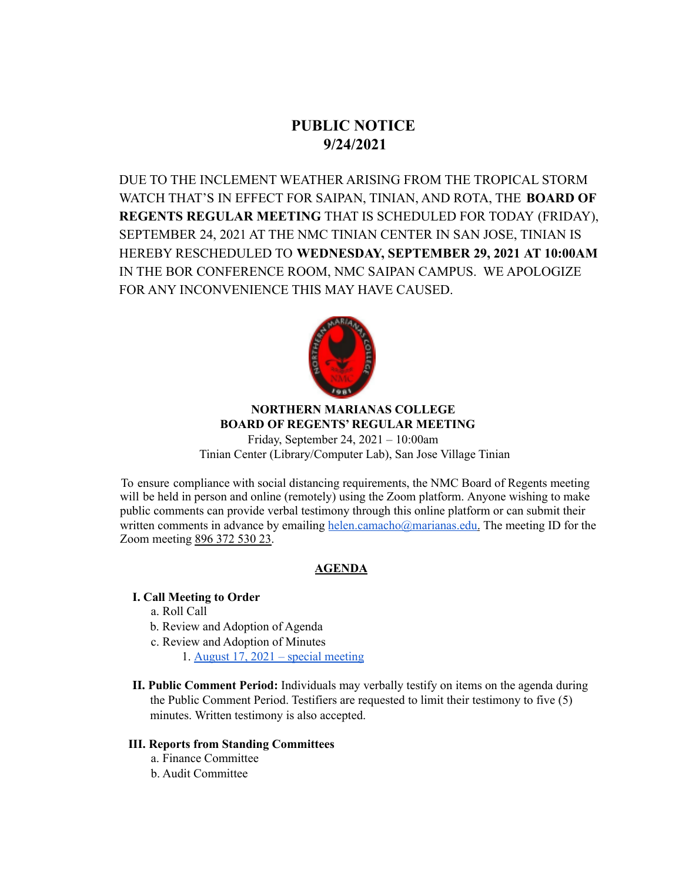# PUBLIC NOTICE
# 9/24/2021

DUE TO THE INCLEMENT WEATHER ARISING FROM THE TROPICAL STORM WATCH THAT'S IN EFFECT FOR SAIPAN, TINIAN, AND ROTA, THE **BOARD OF REGENTS REGULAR MEETING** THAT IS SCHEDULED FOR TODAY (FRIDAY), SEPTEMBER 24, 2021 AT THE NMC TINIAN CENTER IN SAN JOSE, TINIAN IS HEREBY RESCHEDULED TO **WEDNESDAY, SEPTEMBER 29, 2021 AT 10:00AM** IN THE BOR CONFERENCE ROOM, NMC SAIPAN CAMPUS. WE APOLOGIZE FOR ANY INCONVENIENCE THIS MAY HAVE CAUSED.

**NORTHERN MARIANAS COLLEGE**
**BOARD OF REGENTS' REGULAR MEETING**
Friday, September 24, 2021 – 10:00am
Tinian Center (Library/Computer Lab), San Jose Village Tinian

To ensure compliance with social distancing requirements, the NMC Board of Regents meeting will be held in person and online (remotely) using the Zoom platform. Anyone wishing to make public comments can provide verbal testimony through this online platform or can submit their written comments in advance by emailing helen.camacho@marianas.edu. The meeting ID for the Zoom meeting 896 372 530 23.

## AGENDA

**I. Call Meeting to Order**
- a. Roll Call
- b. Review and Adoption of Agenda
- c. Review and Adoption of Minutes
  1. August 17, 2021 – special meeting

**II. Public Comment Period:** Individuals may verbally testify on items on the agenda during the Public Comment Period. Testifiers are requested to limit their testimony to five (5) minutes. Written testimony is also accepted.

**III. Reports from Standing Committees**
- a. Finance Committee
- b. Audit Committee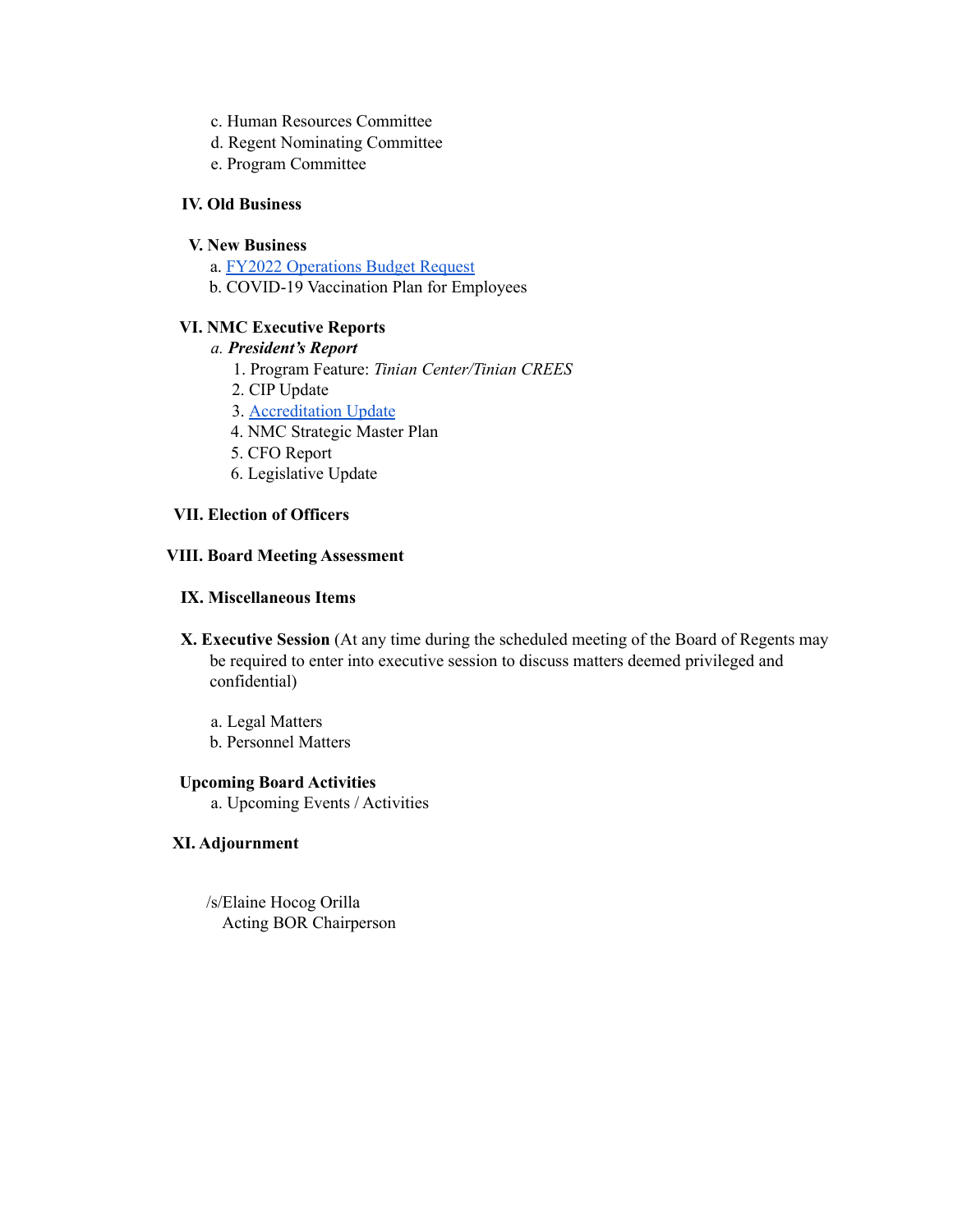c. Human Resources Committee
d. Regent Nominating Committee
e. Program Committee

**IV. Old Business**

**V. New Business**

a. FY2022 Operations Budget Request
b. COVID-19 Vaccination Plan for Employees

**VI. NMC Executive Reports**

*a.* ***President's Report***

1. Program Feature: *Tinian Center/Tinian CREES*
2. CIP Update
3. Accreditation Update
4. NMC Strategic Master Plan
5. CFO Report
6. Legislative Update

**VII. Election of Officers**

**VIII. Board Meeting Assessment**

**IX. Miscellaneous Items**

**X. Executive Session** (At any time during the scheduled meeting of the Board of Regents may be required to enter into executive session to discuss matters deemed privileged and confidential)

a. Legal Matters
b. Personnel Matters

**Upcoming Board Activities**

a. Upcoming Events / Activities

**XI. Adjournment**

/s/Elaine Hocog Orilla
Acting BOR Chairperson